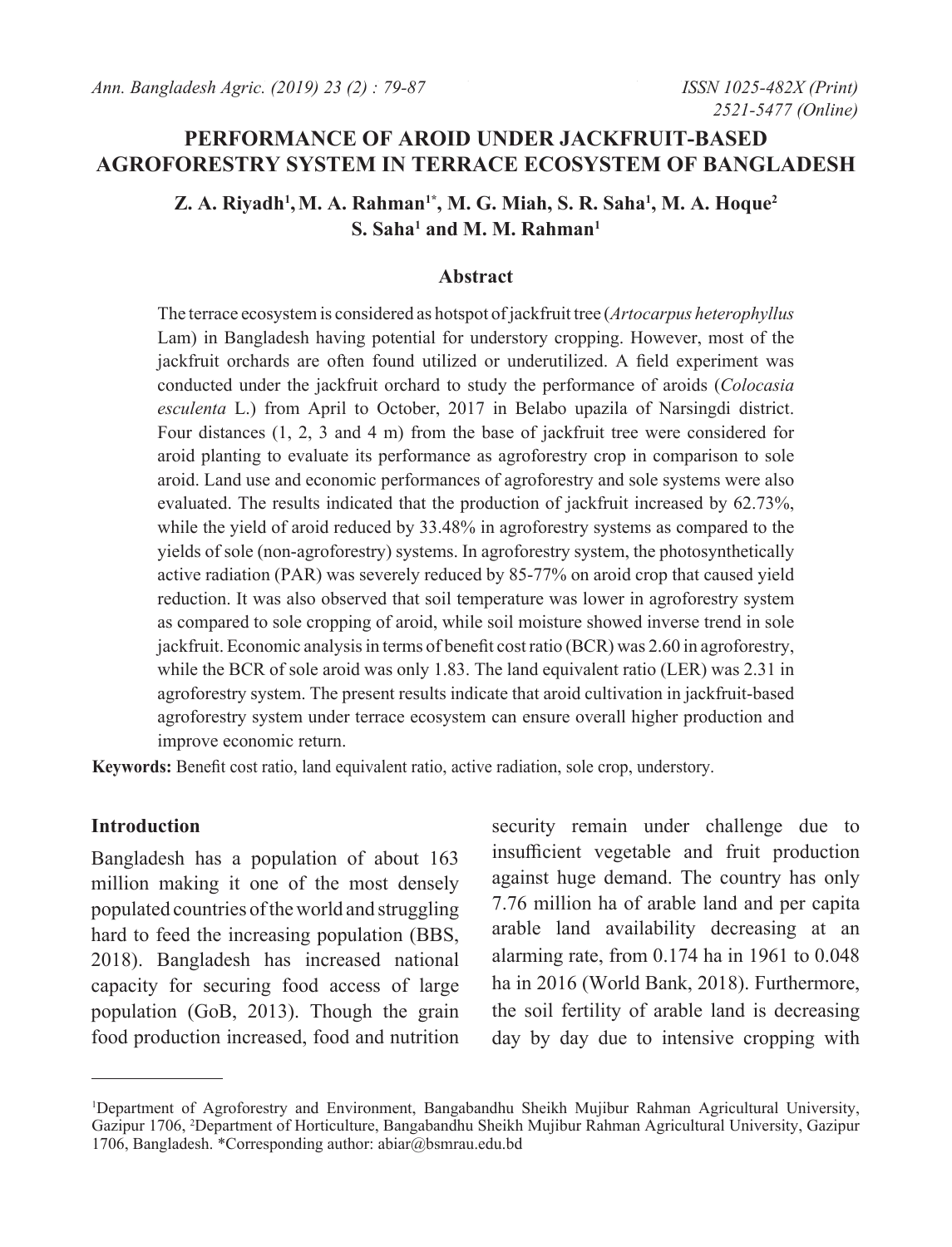# PERFORMANCE OF AROID UNDER JACKFRUIT-BASED AGROFORESTRY SYSTEM IN TERRACE ECOSYSTEM OF BANGLADESH

**Z. A. Riyadh[1], M. A. Rahman[1*], M. G. Miah, S. R. Saha[1], M. A. Hoque[2] S. Saha[1] and M. M. Rahman[1]**

## Abstract

The terrace ecosystem is considered as hotspot of jackfruit tree (*Artocarpus heterophyllus* Lam) in Bangladesh having potential for understory cropping. However, most of the jackfruit orchards are often found utilized or underutilized. A field experiment was conducted under the jackfruit orchard to study the performance of aroids (*Colocasia esculenta* L.) from April to October, 2017 in Belabo upazila of Narsingdi district. Four distances (1, 2, 3 and 4 m) from the base of jackfruit tree were considered for aroid planting to evaluate its performance as agroforestry crop in comparison to sole aroid. Land use and economic performances of agroforestry and sole systems were also evaluated. The results indicated that the production of jackfruit increased by 62.73%, while the yield of aroid reduced by 33.48% in agroforestry systems as compared to the yields of sole (non-agroforestry) systems. In agroforestry system, the photosynthetically active radiation (PAR) was severely reduced by 85-77% on aroid crop that caused yield reduction. It was also observed that soil temperature was lower in agroforestry system as compared to sole cropping of aroid, while soil moisture showed inverse trend in sole jackfruit. Economic analysis in terms of benefit cost ratio (BCR) was 2.60 in agroforestry, while the BCR of sole aroid was only 1.83. The land equivalent ratio (LER) was 2.31 in agroforestry system. The present results indicate that aroid cultivation in jackfruit-based agroforestry system under terrace ecosystem can ensure overall higher production and improve economic return.

**Keywords:** Benefit cost ratio, land equivalent ratio, active radiation, sole crop, understory.

## Introduction

Bangladesh has a population of about 163 million making it one of the most densely populated countries of the world and struggling hard to feed the increasing population (BBS, 2018). Bangladesh has increased national capacity for securing food access of large population (GoB, 2013). Though the grain food production increased, food and nutrition security remain under challenge due to insufficient vegetable and fruit production against huge demand. The country has only 7.76 million ha of arable land and per capita arable land availability decreasing at an alarming rate, from 0.174 ha in 1961 to 0.048 ha in 2016 (World Bank, 2018). Furthermore, the soil fertility of arable land is decreasing day by day due to intensive cropping with

---

[1]Department of Agroforestry and Environment, Bangabandhu Sheikh Mujibur Rahman Agricultural University, Gazipur 1706, [2]Department of Horticulture, Bangabandhu Sheikh Mujibur Rahman Agricultural University, Gazipur 1706, Bangladesh. *Corresponding author: abiar@bsmrau.edu.bd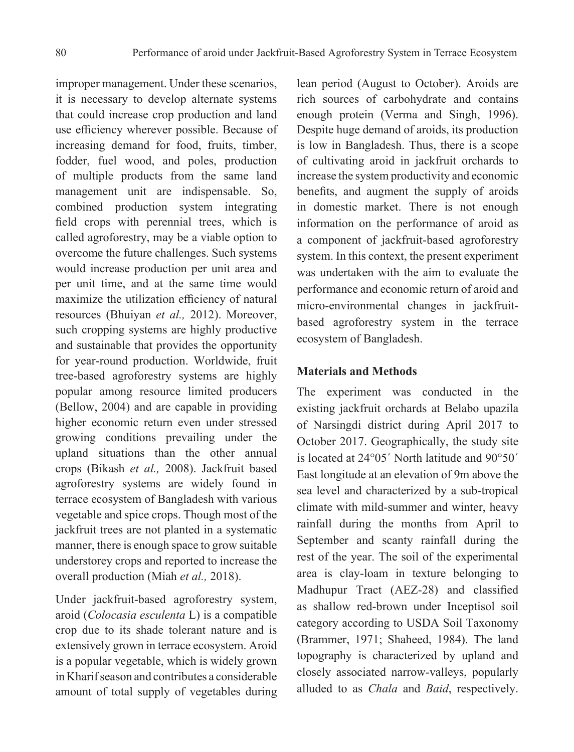improper management. Under these scenarios, it is necessary to develop alternate systems that could increase crop production and land use efficiency wherever possible. Because of increasing demand for food, fruits, timber, fodder, fuel wood, and poles, production of multiple products from the same land management unit are indispensable. So, combined production system integrating field crops with perennial trees, which is called agroforestry, may be a viable option to overcome the future challenges. Such systems would increase production per unit area and per unit time, and at the same time would maximize the utilization efficiency of natural resources (Bhuiyan *et al.,* 2012). Moreover, such cropping systems are highly productive and sustainable that provides the opportunity for year-round production. Worldwide, fruit tree-based agroforestry systems are highly popular among resource limited producers (Bellow, 2004) and are capable in providing higher economic return even under stressed growing conditions prevailing under the upland situations than the other annual crops (Bikash *et al.,* 2008). Jackfruit based agroforestry systems are widely found in terrace ecosystem of Bangladesh with various vegetable and spice crops. Though most of the jackfruit trees are not planted in a systematic manner, there is enough space to grow suitable understorey crops and reported to increase the overall production (Miah *et al.,* 2018).

Under jackfruit-based agroforestry system, aroid (*Colocasia esculenta* L) is a compatible crop due to its shade tolerant nature and is extensively grown in terrace ecosystem. Aroid is a popular vegetable, which is widely grown in Kharif season and contributes a considerable amount of total supply of vegetables during lean period (August to October). Aroids are rich sources of carbohydrate and contains enough protein (Verma and Singh, 1996). Despite huge demand of aroids, its production is low in Bangladesh. Thus, there is a scope of cultivating aroid in jackfruit orchards to increase the system productivity and economic benefits, and augment the supply of aroids in domestic market. There is not enough information on the performance of aroid as a component of jackfruit-based agroforestry system. In this context, the present experiment was undertaken with the aim to evaluate the performance and economic return of aroid and micro-environmental changes in jackfruit-based agroforestry system in the terrace ecosystem of Bangladesh.

## Materials and Methods

The experiment was conducted in the existing jackfruit orchards at Belabo upazila of Narsingdi district during April 2017 to October 2017. Geographically, the study site is located at 24°05´ North latitude and 90°50´ East longitude at an elevation of 9m above the sea level and characterized by a sub-tropical climate with mild-summer and winter, heavy rainfall during the months from April to September and scanty rainfall during the rest of the year. The soil of the experimental area is clay-loam in texture belonging to Madhupur Tract (AEZ-28) and classified as shallow red-brown under Inceptisol soil category according to USDA Soil Taxonomy (Brammer, 1971; Shaheed, 1984). The land topography is characterized by upland and closely associated narrow-valleys, popularly alluded to as *Chala* and *Baid*, respectively.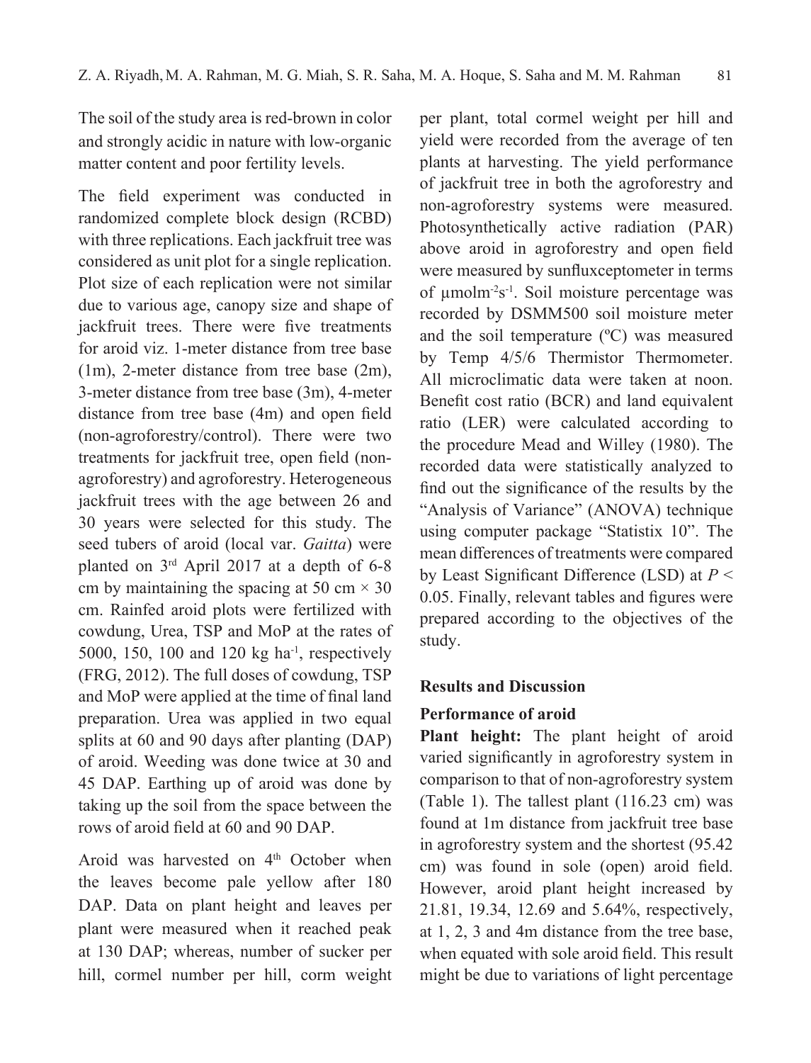The soil of the study area is red-brown in color and strongly acidic in nature with low-organic matter content and poor fertility levels.

The field experiment was conducted in randomized complete block design (RCBD) with three replications. Each jackfruit tree was considered as unit plot for a single replication. Plot size of each replication were not similar due to various age, canopy size and shape of jackfruit trees. There were five treatments for aroid viz. 1-meter distance from tree base (1m), 2-meter distance from tree base (2m), 3-meter distance from tree base (3m), 4-meter distance from tree base (4m) and open field (non-agroforestry/control). There were two treatments for jackfruit tree, open field (non-agroforestry) and agroforestry. Heterogeneous jackfruit trees with the age between 26 and 30 years were selected for this study. The seed tubers of aroid (local var. *Gaitta*) were planted on 3rd April 2017 at a depth of 6-8 cm by maintaining the spacing at 50 cm × 30 cm. Rainfed aroid plots were fertilized with cowdung, Urea, TSP and MoP at the rates of 5000, 150, 100 and 120 kg ha$^{-1}$, respectively (FRG, 2012). The full doses of cowdung, TSP and MoP were applied at the time of final land preparation. Urea was applied in two equal splits at 60 and 90 days after planting (DAP) of aroid. Weeding was done twice at 30 and 45 DAP. Earthing up of aroid was done by taking up the soil from the space between the rows of aroid field at 60 and 90 DAP.

Aroid was harvested on 4th October when the leaves become pale yellow after 180 DAP. Data on plant height and leaves per plant were measured when it reached peak at 130 DAP; whereas, number of sucker per hill, cormel number per hill, corm weight per plant, total cormel weight per hill and yield were recorded from the average of ten plants at harvesting. The yield performance of jackfruit tree in both the agroforestry and non-agroforestry systems were measured. Photosynthetically active radiation (PAR) above aroid in agroforestry and open field were measured by sunfluxceptometer in terms of μmolm$^{-2}$s$^{-1}$. Soil moisture percentage was recorded by DSMM500 soil moisture meter and the soil temperature (ºC) was measured by Temp 4/5/6 Thermistor Thermometer. All microclimatic data were taken at noon. Benefit cost ratio (BCR) and land equivalent ratio (LER) were calculated according to the procedure Mead and Willey (1980). The recorded data were statistically analyzed to find out the significance of the results by the "Analysis of Variance" (ANOVA) technique using computer package "Statistix 10". The mean differences of treatments were compared by Least Significant Difference (LSD) at $P < 0.05$. Finally, relevant tables and figures were prepared according to the objectives of the study.

## Results and Discussion

### Performance of aroid

**Plant height:** The plant height of aroid varied significantly in agroforestry system in comparison to that of non-agroforestry system (Table 1). The tallest plant (116.23 cm) was found at 1m distance from jackfruit tree base in agroforestry system and the shortest (95.42 cm) was found in sole (open) aroid field. However, aroid plant height increased by 21.81, 19.34, 12.69 and 5.64%, respectively, at 1, 2, 3 and 4m distance from the tree base, when equated with sole aroid field. This result might be due to variations of light percentage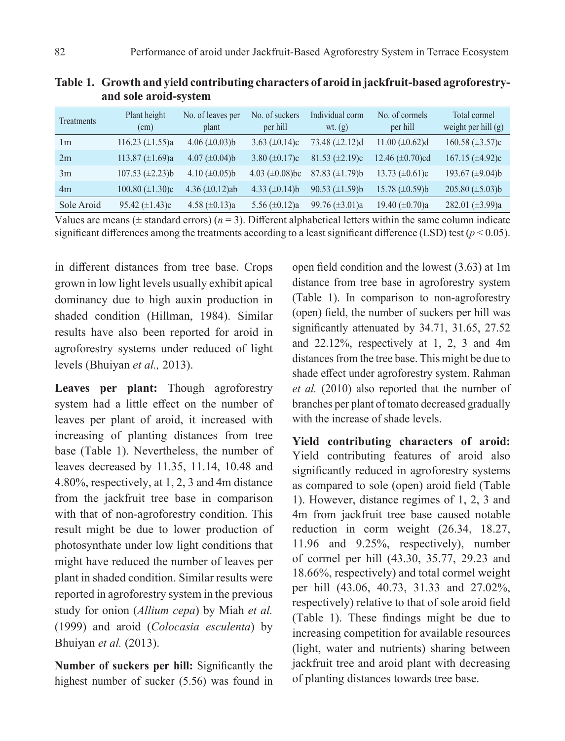**Table 1. Growth and yield contributing characters of aroid in jackfruit-based agroforestry- and sole aroid-system**

| Treatments | Plant height (cm) | No. of leaves per plant | No. of suckers per hill | Individual corm wt. (g) | No. of cormels per hill | Total cormel weight per hill (g) |
|---|---|---|---|---|---|---|
| 1m | 116.23 (±1.55)a | 4.06 (±0.03)b | 3.63 (±0.14)c | 73.48 (±2.12)d | 11.00 (±0.62)d | 160.58 (±3.57)c |
| 2m | 113.87 (±1.69)a | 4.07 (±0.04)b | 3.80 (±0.17)c | 81.53 (±2.19)c | 12.46 (±0.70)cd | 167.15 (±4.92)c |
| 3m | 107.53 (±2.23)b | 4.10 (±0.05)b | 4.03 (±0.08)bc | 87.83 (±1.79)b | 13.73 (±0.61)c | 193.67 (±9.04)b |
| 4m | 100.80 (±1.30)c | 4.36 (±0.12)ab | 4.33 (±0.14)b | 90.53 (±1.59)b | 15.78 (±0.59)b | 205.80 (±5.03)b |
| Sole Aroid | 95.42 (±1.43)c | 4.58 (±0.13)a | 5.56 (±0.12)a | 99.76 (±3.01)a | 19.40 (±0.70)a | 282.01 (±3.99)a |

Values are means (± standard errors) ($n$ = 3). Different alphabetical letters within the same column indicate significant differences among the treatments according to a least significant difference (LSD) test ($p < 0.05$).

in different distances from tree base. Crops grown in low light levels usually exhibit apical dominancy due to high auxin production in shaded condition (Hillman, 1984). Similar results have also been reported for aroid in agroforestry systems under reduced of light levels (Bhuiyan *et al.,* 2013).

**Leaves per plant:** Though agroforestry system had a little effect on the number of leaves per plant of aroid, it increased with increasing of planting distances from tree base (Table 1). Nevertheless, the number of leaves decreased by 11.35, 11.14, 10.48 and 4.80%, respectively, at 1, 2, 3 and 4m distance from the jackfruit tree base in comparison with that of non-agroforestry condition. This result might be due to lower production of photosynthate under low light conditions that might have reduced the number of leaves per plant in shaded condition. Similar results were reported in agroforestry system in the previous study for onion (*Allium cepa*) by Miah *et al.* (1999) and aroid (*Colocasia esculenta*) by Bhuiyan *et al.* (2013).

**Number of suckers per hill:** Significantly the highest number of sucker (5.56) was found in open field condition and the lowest (3.63) at 1m distance from tree base in agroforestry system (Table 1). In comparison to non-agroforestry (open) field, the number of suckers per hill was significantly attenuated by 34.71, 31.65, 27.52 and 22.12%, respectively at 1, 2, 3 and 4m distances from the tree base. This might be due to shade effect under agroforestry system. Rahman *et al.* (2010) also reported that the number of branches per plant of tomato decreased gradually with the increase of shade levels.

**Yield contributing characters of aroid:** Yield contributing features of aroid also significantly reduced in agroforestry systems as compared to sole (open) aroid field (Table 1). However, distance regimes of 1, 2, 3 and 4m from jackfruit tree base caused notable reduction in corm weight (26.34, 18.27, 11.96 and 9.25%, respectively), number of cormel per hill (43.30, 35.77, 29.23 and 18.66%, respectively) and total cormel weight per hill (43.06, 40.73, 31.33 and 27.02%, respectively) relative to that of sole aroid field (Table 1). These findings might be due to increasing competition for available resources (light, water and nutrients) sharing between jackfruit tree and aroid plant with decreasing of planting distances towards tree base.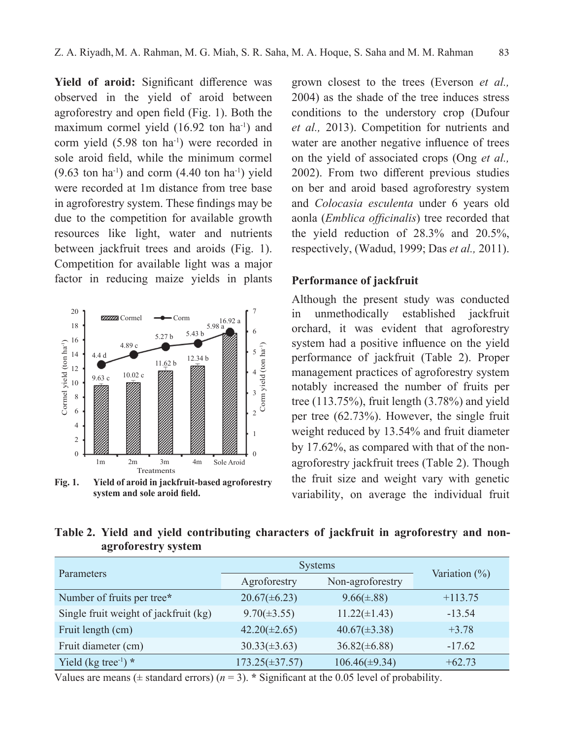**Yield of aroid:** Significant difference was observed in the yield of aroid between agroforestry and open field (Fig. 1). Both the maximum cormel yield (16.92 ton ha$^{-1}$) and corm yield (5.98 ton ha$^{-1}$) were recorded in sole aroid field, while the minimum cormel (9.63 ton ha$^{-1}$) and corm (4.40 ton ha$^{-1}$) yield were recorded at 1m distance from tree base in agroforestry system. These findings may be due to the competition for available growth resources like light, water and nutrients between jackfruit trees and aroids (Fig. 1). Competition for available light was a major factor in reducing maize yields in plants grown closest to the trees (Everson *et al.,* 2004) as the shade of the tree induces stress conditions to the understory crop (Dufour *et al.,* 2013). Competition for nutrients and water are another negative influence of trees on the yield of associated crops (Ong *et al.,* 2002). From two different previous studies on ber and aroid based agroforestry system and *Colocasia esculenta* under 6 years old aonla (*Emblica officinalis*) tree recorded that the yield reduction of 28.3% and 20.5%, respectively, (Wadud, 1999; Das *et al.,* 2011).

Cormel
Corm
Cormel yield (ton ha$^{-1}$)
Corm yield (ton ha$^{-1}$)
9.63 c
10.02 c
11.62 b
12.34 b
16.92 a
4.4 d
4.89 c
5.27 b
5.43 b
5.98 a
1m
2m
3m
4m
Sole Aroid
Treatments

**Fig. 1. Yield of aroid in jackfruit-based agroforestry system and sole aroid field.**

### Performance of jackfruit

Although the present study was conducted in unmethodically established jackfruit orchard, it was evident that agroforestry system had a positive influence on the yield performance of jackfruit (Table 2). Proper management practices of agroforestry system notably increased the number of fruits per tree (113.75%), fruit length (3.78%) and yield per tree (62.73%). However, the single fruit weight reduced by 13.54% and fruit diameter by 17.62%, as compared with that of the non-agroforestry jackfruit trees (Table 2). Though the fruit size and weight vary with genetic variability, on average the individual fruit

**Table 2. Yield and yield contributing characters of jackfruit in agroforestry and non-agroforestry system**

| Parameters | Systems | | Variation (%) |
|---|---|---|---|
| | Agroforestry | Non-agroforestry | |
| Number of fruits per tree* | 20.67(±6.23) | 9.66(±.88) | +113.75 |
| Single fruit weight of jackfruit (kg) | 9.70(±3.55) | 11.22(±1.43) | -13.54 |
| Fruit length (cm) | 42.20(±2.65) | 40.67(±3.38) | +3.78 |
| Fruit diameter (cm) | 30.33(±3.63) | 36.82(±6.88) | -17.62 |
| Yield (kg tree$^{-1}$) * | 173.25(±37.57) | 106.46(±9.34) | +62.73 |

Values are means (± standard errors) ($n$ = 3). * Significant at the 0.05 level of probability.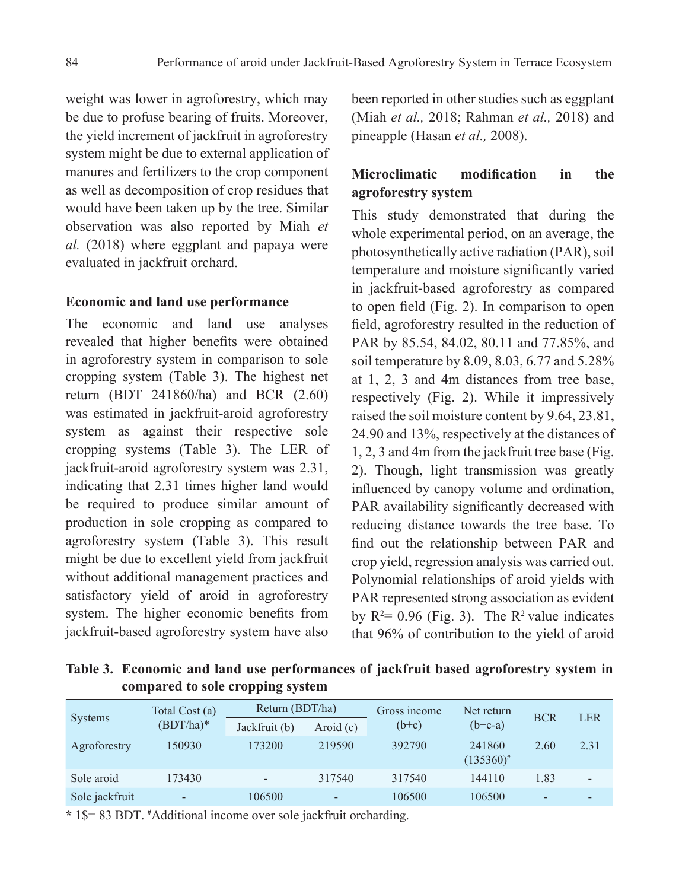weight was lower in agroforestry, which may be due to profuse bearing of fruits. Moreover, the yield increment of jackfruit in agroforestry system might be due to external application of manures and fertilizers to the crop component as well as decomposition of crop residues that would have been taken up by the tree. Similar observation was also reported by Miah *et al.* (2018) where eggplant and papaya were evaluated in jackfruit orchard.

**Economic and land use performance**

The economic and land use analyses revealed that higher benefits were obtained in agroforestry system in comparison to sole cropping system (Table 3). The highest net return (BDT 241860/ha) and BCR (2.60) was estimated in jackfruit-aroid agroforestry system as against their respective sole cropping systems (Table 3). The LER of jackfruit-aroid agroforestry system was 2.31, indicating that 2.31 times higher land would be required to produce similar amount of production in sole cropping as compared to agroforestry system (Table 3). This result might be due to excellent yield from jackfruit without additional management practices and satisfactory yield of aroid in agroforestry system. The higher economic benefits from jackfruit-based agroforestry system have also been reported in other studies such as eggplant (Miah *et al.,* 2018; Rahman *et al.,* 2018) and pineapple (Hasan *et al.,* 2008).

**Microclimatic modification in the agroforestry system**

This study demonstrated that during the whole experimental period, on an average, the photosynthetically active radiation (PAR), soil temperature and moisture significantly varied in jackfruit-based agroforestry as compared to open field (Fig. 2). In comparison to open field, agroforestry resulted in the reduction of PAR by 85.54, 84.02, 80.11 and 77.85%, and soil temperature by 8.09, 8.03, 6.77 and 5.28% at 1, 2, 3 and 4m distances from tree base, respectively (Fig. 2). While it impressively raised the soil moisture content by 9.64, 23.81, 24.90 and 13%, respectively at the distances of 1, 2, 3 and 4m from the jackfruit tree base (Fig. 2). Though, light transmission was greatly influenced by canopy volume and ordination, PAR availability significantly decreased with reducing distance towards the tree base. To find out the relationship between PAR and crop yield, regression analysis was carried out. Polynomial relationships of aroid yields with PAR represented strong association as evident by $R^2$= 0.96 (Fig. 3). The $R^2$ value indicates that 96% of contribution to the yield of aroid

**Table 3. Economic and land use performances of jackfruit based agroforestry system in compared to sole cropping system**

| Systems | Total Cost (a) (BDT/ha)* | Return (BDT/ha) | | Gross income (b+c) | Net return (b+c-a) | BCR | LER |
|---|---|---|---|---|---|---|---|
| | | Jackfruit (b) | Aroid (c) | | | | |
| Agroforestry | 150930 | 173200 | 219590 | 392790 | 241860 (135360)[#] | 2.60 | 2.31 |
| Sole aroid | 173430 | - | 317540 | 317540 | 144110 | 1.83 | - |
| Sole jackfruit | - | 106500 | - | 106500 | 106500 | - | - |

* 1$= 83 BDT. [#]Additional income over sole jackfruit orcharding.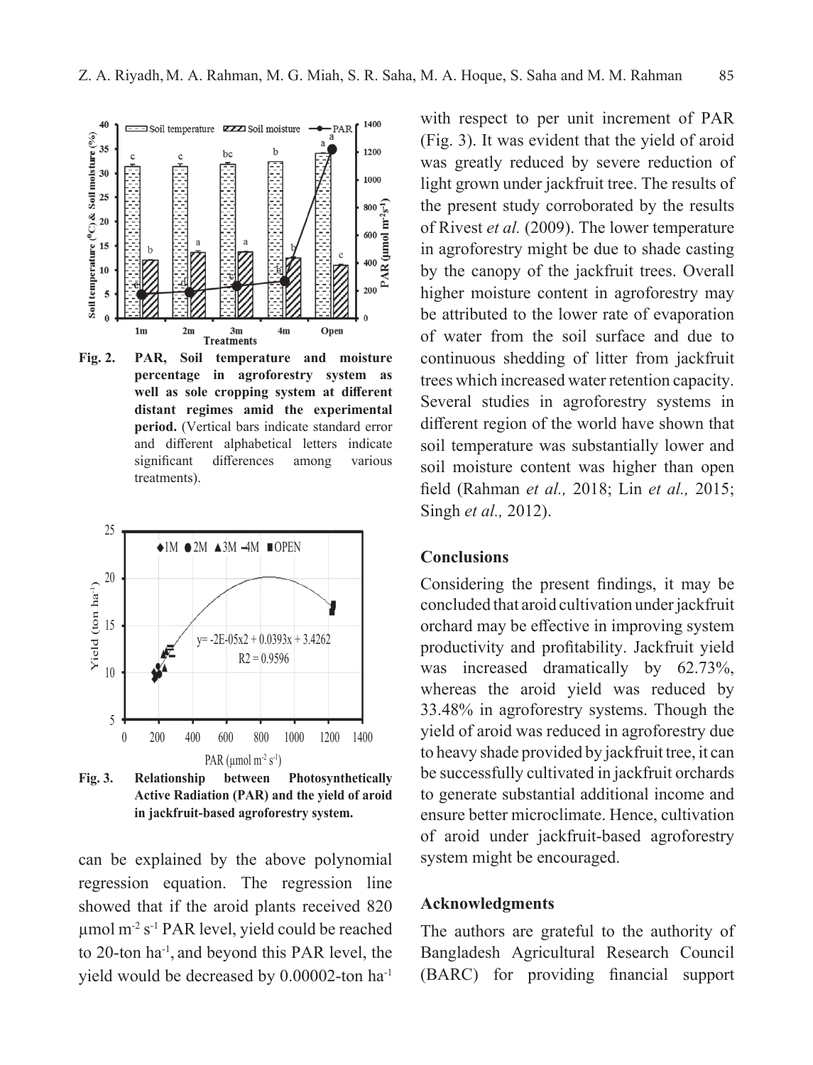Soil temperature Soil moisture PAR

Soil temperature (°C) & Soil moisture (%)

PAR (µmol m⁻²s⁻¹)

Treatments

1m 2m 3m 4m Open

**Fig. 2. PAR, Soil temperature and moisture percentage in agroforestry system as well as sole cropping system at different distant regimes amid the experimental period.** (Vertical bars indicate standard error and different alphabetical letters indicate significant differences among various treatments).

1M 2M 3M 4M OPEN

Yield (ton ha⁻¹)

$y = -2E-05x2 + 0.0393x + 3.4262$

$R2 = 0.9596$

PAR (µmol m⁻² s⁻¹)

**Fig. 3. Relationship between Photosynthetically Active Radiation (PAR) and the yield of aroid in jackfruit-based agroforestry system.**

can be explained by the above polynomial regression equation. The regression line showed that if the aroid plants received 820 µmol m$^{-2}$ s$^{-1}$ PAR level, yield could be reached to 20-ton ha$^{-1}$, and beyond this PAR level, the yield would be decreased by 0.00002-ton ha$^{-1}$ with respect to per unit increment of PAR (Fig. 3). It was evident that the yield of aroid was greatly reduced by severe reduction of light grown under jackfruit tree. The results of the present study corroborated by the results of Rivest *et al.* (2009). The lower temperature in agroforestry might be due to shade casting by the canopy of the jackfruit trees. Overall higher moisture content in agroforestry may be attributed to the lower rate of evaporation of water from the soil surface and due to continuous shedding of litter from jackfruit trees which increased water retention capacity. Several studies in agroforestry systems in different region of the world have shown that soil temperature was substantially lower and soil moisture content was higher than open field (Rahman *et al.,* 2018; Lin *et al.,* 2015; Singh *et al.,* 2012).

## Conclusions

Considering the present findings, it may be concluded that aroid cultivation under jackfruit orchard may be effective in improving system productivity and profitability. Jackfruit yield was increased dramatically by 62.73%, whereas the aroid yield was reduced by 33.48% in agroforestry systems. Though the yield of aroid was reduced in agroforestry due to heavy shade provided by jackfruit tree, it can be successfully cultivated in jackfruit orchards to generate substantial additional income and ensure better microclimate. Hence, cultivation of aroid under jackfruit-based agroforestry system might be encouraged.

## Acknowledgments

The authors are grateful to the authority of Bangladesh Agricultural Research Council (BARC) for providing financial support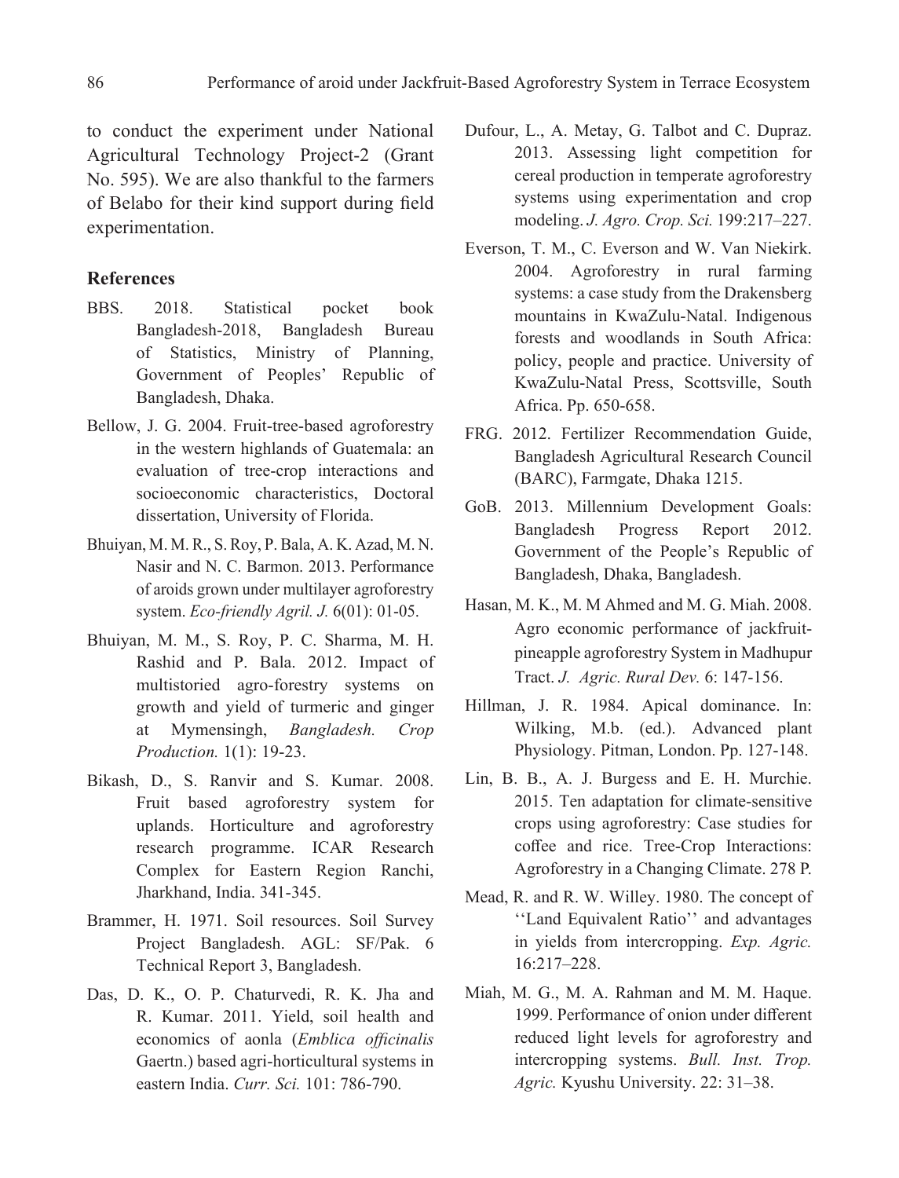to conduct the experiment under National Agricultural Technology Project-2 (Grant No. 595). We are also thankful to the farmers of Belabo for their kind support during field experimentation.

## References

BBS. 2018. Statistical pocket book Bangladesh-2018, Bangladesh Bureau of Statistics, Ministry of Planning, Government of Peoples' Republic of Bangladesh, Dhaka.

Bellow, J. G. 2004. Fruit-tree-based agroforestry in the western highlands of Guatemala: an evaluation of tree-crop interactions and socioeconomic characteristics, Doctoral dissertation, University of Florida.

Bhuiyan, M. M. R., S. Roy, P. Bala, A. K. Azad, M. N. Nasir and N. C. Barmon. 2013. Performance of aroids grown under multilayer agroforestry system. *Eco-friendly Agril. J.* 6(01): 01-05.

Bhuiyan, M. M., S. Roy, P. C. Sharma, M. H. Rashid and P. Bala. 2012. Impact of multistoried agro-forestry systems on growth and yield of turmeric and ginger at Mymensingh, *Bangladesh. Crop Production.* 1(1): 19-23.

Bikash, D., S. Ranvir and S. Kumar. 2008. Fruit based agroforestry system for uplands. Horticulture and agroforestry research programme. ICAR Research Complex for Eastern Region Ranchi, Jharkhand, India. 341-345.

Brammer, H. 1971. Soil resources. Soil Survey Project Bangladesh. AGL: SF/Pak. 6 Technical Report 3, Bangladesh.

Das, D. K., O. P. Chaturvedi, R. K. Jha and R. Kumar. 2011. Yield, soil health and economics of aonla (*Emblica officinalis* Gaertn.) based agri-horticultural systems in eastern India. *Curr. Sci.* 101: 786-790.

Dufour, L., A. Metay, G. Talbot and C. Dupraz. 2013. Assessing light competition for cereal production in temperate agroforestry systems using experimentation and crop modeling. *J. Agro. Crop. Sci.* 199:217–227.

Everson, T. M., C. Everson and W. Van Niekirk. 2004. Agroforestry in rural farming systems: a case study from the Drakensberg mountains in KwaZulu-Natal. Indigenous forests and woodlands in South Africa: policy, people and practice. University of KwaZulu-Natal Press, Scottsville, South Africa. Pp. 650-658.

FRG. 2012. Fertilizer Recommendation Guide, Bangladesh Agricultural Research Council (BARC), Farmgate, Dhaka 1215.

GoB. 2013. Millennium Development Goals: Bangladesh Progress Report 2012. Government of the People's Republic of Bangladesh, Dhaka, Bangladesh.

Hasan, M. K., M. M Ahmed and M. G. Miah. 2008. Agro economic performance of jackfruit-pineapple agroforestry System in Madhupur Tract. *J. Agric. Rural Dev.* 6: 147-156.

Hillman, J. R. 1984. Apical dominance. In: Wilking, M.b. (ed.). Advanced plant Physiology. Pitman, London. Pp. 127-148.

Lin, B. B., A. J. Burgess and E. H. Murchie. 2015. Ten adaptation for climate-sensitive crops using agroforestry: Case studies for coffee and rice. Tree-Crop Interactions: Agroforestry in a Changing Climate. 278 P.

Mead, R. and R. W. Willey. 1980. The concept of ''Land Equivalent Ratio'' and advantages in yields from intercropping. *Exp. Agric.* 16:217–228.

Miah, M. G., M. A. Rahman and M. M. Haque. 1999. Performance of onion under different reduced light levels for agroforestry and intercropping systems. *Bull. Inst. Trop. Agric.* Kyushu University. 22: 31–38.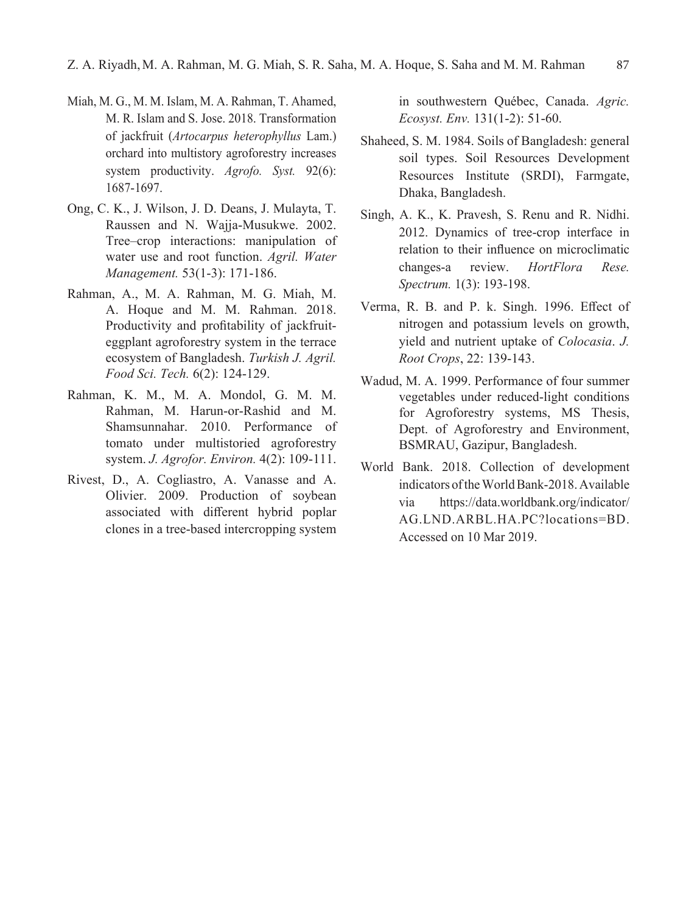Miah, M. G., M. M. Islam, M. A. Rahman, T. Ahamed, M. R. Islam and S. Jose. 2018. Transformation of jackfruit (*Artocarpus heterophyllus* Lam.) orchard into multistory agroforestry increases system productivity. *Agrofo. Syst.* 92(6): 1687-1697.

Ong, C. K., J. Wilson, J. D. Deans, J. Mulayta, T. Raussen and N. Wajja-Musukwe. 2002. Tree–crop interactions: manipulation of water use and root function. *Agril. Water Management.* 53(1-3): 171-186.

Rahman, A., M. A. Rahman, M. G. Miah, M. A. Hoque and M. M. Rahman. 2018. Productivity and profitability of jackfruit-eggplant agroforestry system in the terrace ecosystem of Bangladesh. *Turkish J. Agril. Food Sci. Tech.* 6(2): 124-129.

Rahman, K. M., M. A. Mondol, G. M. M. Rahman, M. Harun-or-Rashid and M. Shamsunnahar. 2010. Performance of tomato under multistoried agroforestry system. *J. Agrofor. Environ.* 4(2): 109-111.

Rivest, D., A. Cogliastro, A. Vanasse and A. Olivier. 2009. Production of soybean associated with different hybrid poplar clones in a tree-based intercropping system in southwestern Québec, Canada. *Agric. Ecosyst. Env.* 131(1-2): 51-60.

Shaheed, S. M. 1984. Soils of Bangladesh: general soil types. Soil Resources Development Resources Institute (SRDI), Farmgate, Dhaka, Bangladesh.

Singh, A. K., K. Pravesh, S. Renu and R. Nidhi. 2012. Dynamics of tree-crop interface in relation to their influence on microclimatic changes-a review. *HortFlora Rese. Spectrum.* 1(3): 193-198.

Verma, R. B. and P. k. Singh. 1996. Effect of nitrogen and potassium levels on growth, yield and nutrient uptake of *Colocasia*. *J. Root Crops*, 22: 139-143.

Wadud, M. A. 1999. Performance of four summer vegetables under reduced-light conditions for Agroforestry systems, MS Thesis, Dept. of Agroforestry and Environment, BSMRAU, Gazipur, Bangladesh.

World Bank. 2018. Collection of development indicators of the World Bank-2018. Available via https://data.worldbank.org/indicator/AG.LND.ARBL.HA.PC?locations=BD. Accessed on 10 Mar 2019.